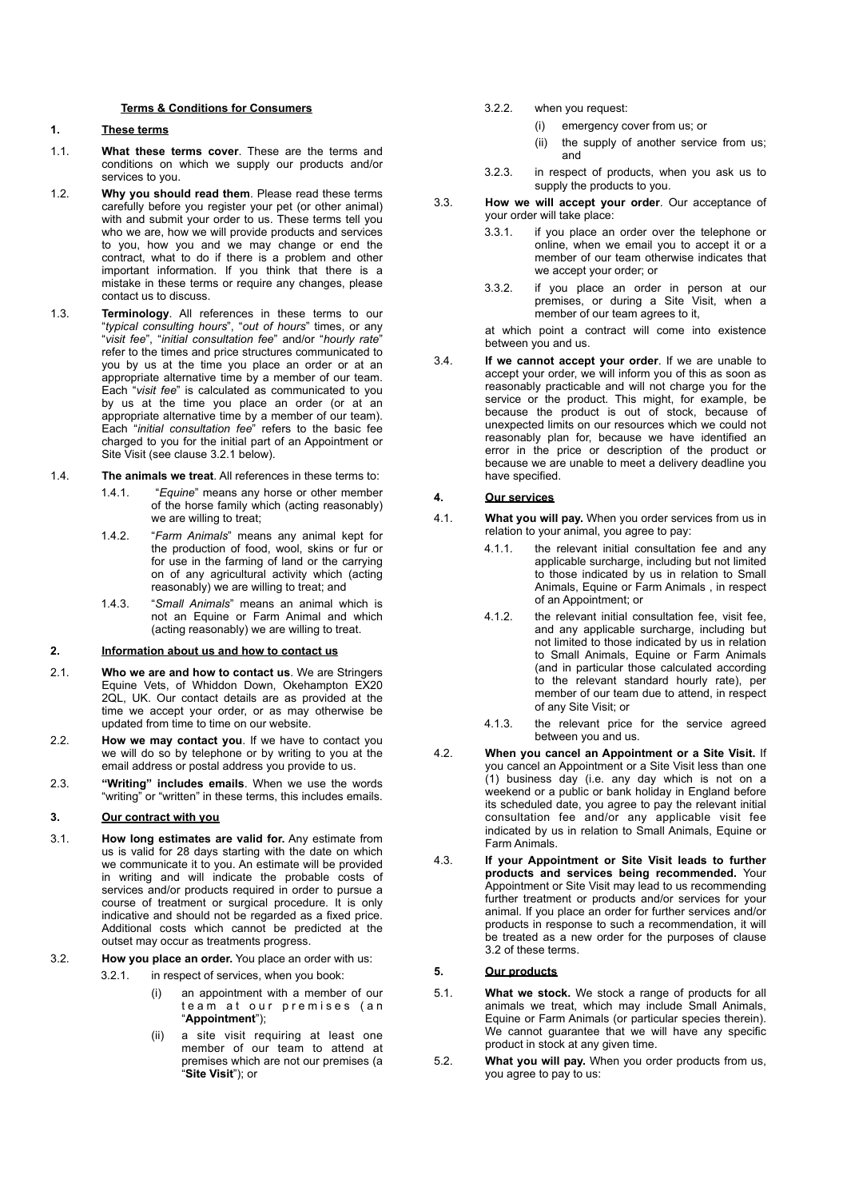**Terms & Conditions for Consumers**

## 1. These terms

1.1. **What these terms cover**. These are the terms and conditions on which we supply our products and/or services to you.

1.2. **Why you should read them**. Please read these terms carefully before you register your pet (or other animal) with and submit your order to us. These terms tell you who we are, how we will provide products and services to you, how you and we may change or end the contract, what to do if there is a problem and other important information. If you think that there is a mistake in these terms or require any changes, please contact us to discuss.

1.3. **Terminology**. All references in these terms to our "*typical consulting hours*", "*out of hours*" times, or any "*visit fee*", "*initial consultation fee*" and/or "*hourly rate*" refer to the times and price structures communicated to you by us at the time you place an order or at an appropriate alternative time by a member of our team. Each "*visit fee*" is calculated as communicated to you by us at the time you place an order (or at an appropriate alternative time by a member of our team). Each "*initial consultation fee*" refers to the basic fee charged to you for the initial part of an Appointment or Site Visit (see clause 3.2.1 below).

1.4. **The animals we treat**. All references in these terms to:

1.4.1. "*Equine*" means any horse or other member of the horse family which (acting reasonably) we are willing to treat;

1.4.2. "*Farm Animals*" means any animal kept for the production of food, wool, skins or fur or for use in the farming of land or the carrying on of any agricultural activity which (acting reasonably) we are willing to treat; and

1.4.3. "*Small Animals*" means an animal which is not an Equine or Farm Animal and which (acting reasonably) we are willing to treat.

## 2. Information about us and how to contact us

2.1. **Who we are and how to contact us**. We are Stringers Equine Vets, of Whiddon Down, Okehampton EX20 2QL, UK. Our contact details are as provided at the time we accept your order, or as may otherwise be updated from time to time on our website.

2.2. **How we may contact you**. If we have to contact you we will do so by telephone or by writing to you at the email address or postal address you provide to us.

2.3. **"Writing" includes emails**. When we use the words "writing" or "written" in these terms, this includes emails.

## 3. Our contract with you

3.1. **How long estimates are valid for.** Any estimate from us is valid for 28 days starting with the date on which we communicate it to you. An estimate will be provided in writing and will indicate the probable costs of services and/or products required in order to pursue a course of treatment or surgical procedure. It is only indicative and should not be regarded as a fixed price. Additional costs which cannot be predicted at the outset may occur as treatments progress.

3.2. **How you place an order.** You place an order with us:

3.2.1. in respect of services, when you book:

(i) an appointment with a member of our team at our premises (an "**Appointment**");

(ii) a site visit requiring at least one member of our team to attend at premises which are not our premises (a "**Site Visit**"); or

3.2.2. when you request:

(i) emergency cover from us; or

(ii) the supply of another service from us; and

3.2.3. in respect of products, when you ask us to supply the products to you.

3.3. **How we will accept your order**. Our acceptance of your order will take place:

3.3.1. if you place an order over the telephone or online, when we email you to accept it or a member of our team otherwise indicates that we accept your order; or

3.3.2. if you place an order in person at our premises, or during a Site Visit, when a member of our team agrees to it,

at which point a contract will come into existence between you and us.

3.4. **If we cannot accept your order**. If we are unable to accept your order, we will inform you of this as soon as reasonably practicable and will not charge you for the service or the product. This might, for example, be because the product is out of stock, because of unexpected limits on our resources which we could not reasonably plan for, because we have identified an error in the price or description of the product or because we are unable to meet a delivery deadline you have specified.

## 4. Our services

4.1. **What you will pay.** When you order services from us in relation to your animal, you agree to pay:

4.1.1. the relevant initial consultation fee and any applicable surcharge, including but not limited to those indicated by us in relation to Small Animals, Equine or Farm Animals , in respect of an Appointment; or

4.1.2. the relevant initial consultation fee, visit fee, and any applicable surcharge, including but not limited to those indicated by us in relation to Small Animals, Equine or Farm Animals (and in particular those calculated according to the relevant standard hourly rate), per member of our team due to attend, in respect of any Site Visit; or

4.1.3. the relevant price for the service agreed between you and us.

4.2. **When you cancel an Appointment or a Site Visit.** If you cancel an Appointment or a Site Visit less than one (1) business day (i.e. any day which is not on a weekend or a public or bank holiday in England before its scheduled date, you agree to pay the relevant initial consultation fee and/or any applicable visit fee indicated by us in relation to Small Animals, Equine or Farm Animals.

4.3. **If your Appointment or Site Visit leads to further products and services being recommended.** Your Appointment or Site Visit may lead to us recommending further treatment or products and/or services for your animal. If you place an order for further services and/or products in response to such a recommendation, it will be treated as a new order for the purposes of clause 3.2 of these terms.

## 5. Our products

5.1. **What we stock.** We stock a range of products for all animals we treat, which may include Small Animals, Equine or Farm Animals (or particular species therein). We cannot guarantee that we will have any specific product in stock at any given time.

5.2. **What you will pay.** When you order products from us, you agree to pay to us: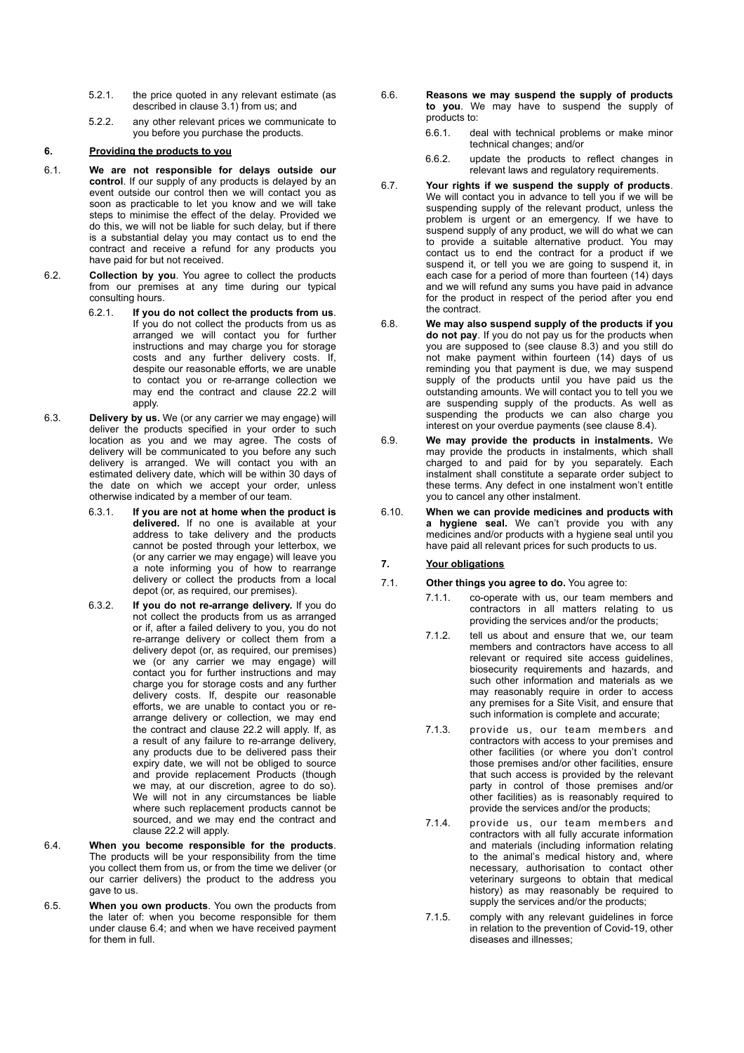5.2.1. the price quoted in any relevant estimate (as described in clause 3.1) from us; and

5.2.2. any other relevant prices we communicate to you before you purchase the products.

## 6. Providing the products to you

6.1. **We are not responsible for delays outside our control**. If our supply of any products is delayed by an event outside our control then we will contact you as soon as practicable to let you know and we will take steps to minimise the effect of the delay. Provided we do this, we will not be liable for such delay, but if there is a substantial delay you may contact us to end the contract and receive a refund for any products you have paid for but not received.

6.2. **Collection by you**. You agree to collect the products from our premises at any time during our typical consulting hours.

6.2.1. **If you do not collect the products from us**. If you do not collect the products from us as arranged we will contact you for further instructions and may charge you for storage costs and any further delivery costs. If, despite our reasonable efforts, we are unable to contact you or re-arrange collection we may end the contract and clause 22.2 will apply.

6.3. **Delivery by us.** We (or any carrier we may engage) will deliver the products specified in your order to such location as you and we may agree. The costs of delivery will be communicated to you before any such delivery is arranged. We will contact you with an estimated delivery date, which will be within 30 days of the date on which we accept your order, unless otherwise indicated by a member of our team.

6.3.1. **If you are not at home when the product is delivered.** If no one is available at your address to take delivery and the products cannot be posted through your letterbox, we (or any carrier we may engage) will leave you a note informing you of how to rearrange delivery or collect the products from a local depot (or, as required, our premises).

6.3.2. **If you do not re-arrange delivery.** If you do not collect the products from us as arranged or if, after a failed delivery to you, you do not re-arrange delivery or collect them from a delivery depot (or, as required, our premises) we (or any carrier we may engage) will contact you for further instructions and may charge you for storage costs and any further delivery costs. If, despite our reasonable efforts, we are unable to contact you or re-arrange delivery or collection, we may end the contract and clause 22.2 will apply. If, as a result of any failure to re-arrange delivery, any products due to be delivered pass their expiry date, we will not be obliged to source and provide replacement Products (though we may, at our discretion, agree to do so). We will not in any circumstances be liable where such replacement products cannot be sourced, and we may end the contract and clause 22.2 will apply.

6.4. **When you become responsible for the products**. The products will be your responsibility from the time you collect them from us, or from the time we deliver (or our carrier delivers) the product to the address you gave to us.

6.5. **When you own products**. You own the products from the later of: when you become responsible for them under clause 6.4; and when we have received payment for them in full.

6.6. **Reasons we may suspend the supply of products to you**. We may have to suspend the supply of products to:

6.6.1. deal with technical problems or make minor technical changes; and/or

6.6.2. update the products to reflect changes in relevant laws and regulatory requirements.

6.7. **Your rights if we suspend the supply of products**. We will contact you in advance to tell you if we will be suspending supply of the relevant product, unless the problem is urgent or an emergency. If we have to suspend supply of any product, we will do what we can to provide a suitable alternative product. You may contact us to end the contract for a product if we suspend it, or tell you we are going to suspend it, in each case for a period of more than fourteen (14) days and we will refund any sums you have paid in advance for the product in respect of the period after you end the contract.

6.8. **We may also suspend supply of the products if you do not pay**. If you do not pay us for the products when you are supposed to (see clause 8.3) and you still do not make payment within fourteen (14) days of us reminding you that payment is due, we may suspend supply of the products until you have paid us the outstanding amounts. We will contact you to tell you we are suspending supply of the products. As well as suspending the products we can also charge you interest on your overdue payments (see clause 8.4).

6.9. **We may provide the products in instalments.** We may provide the products in instalments, which shall charged to and paid for by you separately. Each instalment shall constitute a separate order subject to these terms. Any defect in one instalment won't entitle you to cancel any other instalment.

6.10. **When we can provide medicines and products with a hygiene seal.** We can't provide you with any medicines and/or products with a hygiene seal until you have paid all relevant prices for such products to us.

## 7. Your obligations

7.1. **Other things you agree to do.** You agree to:

7.1.1. co-operate with us, our team members and contractors in all matters relating to us providing the services and/or the products;

7.1.2. tell us about and ensure that we, our team members and contractors have access to all relevant or required site access guidelines, biosecurity requirements and hazards, and such other information and materials as we may reasonably require in order to access any premises for a Site Visit, and ensure that such information is complete and accurate;

7.1.3. provide us, our team members and contractors with access to your premises and other facilities (or where you don't control those premises and/or other facilities, ensure that such access is provided by the relevant party in control of those premises and/or other facilities) as is reasonably required to provide the services and/or the products;

7.1.4. provide us, our team members and contractors with all fully accurate information and materials (including information relating to the animal's medical history and, where necessary, authorisation to contact other veterinary surgeons to obtain that medical history) as may reasonably be required to supply the services and/or the products;

7.1.5. comply with any relevant guidelines in force in relation to the prevention of Covid-19, other diseases and illnesses;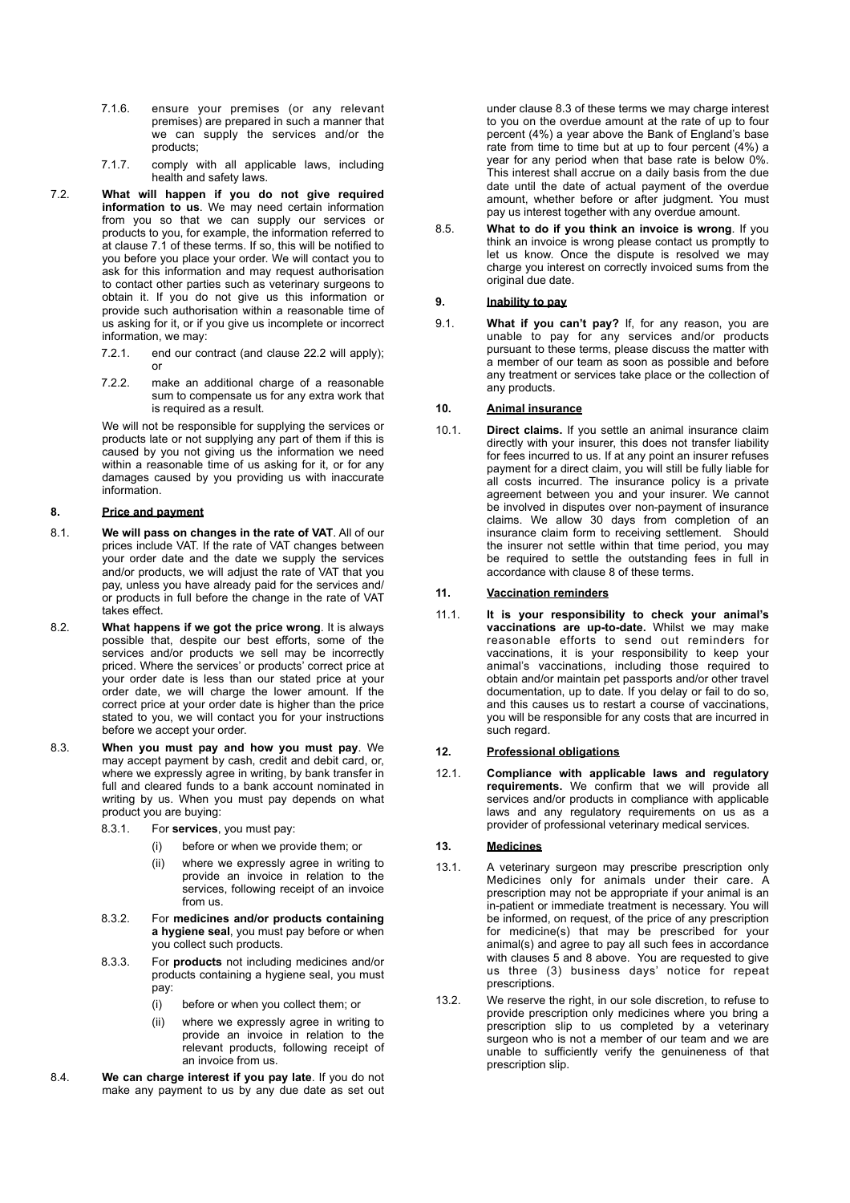7.1.6. ensure your premises (or any relevant premises) are prepared in such a manner that we can supply the services and/or the products;

7.1.7. comply with all applicable laws, including health and safety laws.

7.2. **What will happen if you do not give required information to us**. We may need certain information from you so that we can supply our services or products to you, for example, the information referred to at clause 7.1 of these terms. If so, this will be notified to you before you place your order. We will contact you to ask for this information and may request authorisation to contact other parties such as veterinary surgeons to obtain it. If you do not give us this information or provide such authorisation within a reasonable time of us asking for it, or if you give us incomplete or incorrect information, we may:

7.2.1. end our contract (and clause 22.2 will apply); or

7.2.2. make an additional charge of a reasonable sum to compensate us for any extra work that is required as a result.

We will not be responsible for supplying the services or products late or not supplying any part of them if this is caused by you not giving us the information we need within a reasonable time of us asking for it, or for any damages caused by you providing us with inaccurate information.

## 8. Price and payment

8.1. **We will pass on changes in the rate of VAT**. All of our prices include VAT. If the rate of VAT changes between your order date and the date we supply the services and/or products, we will adjust the rate of VAT that you pay, unless you have already paid for the services and/ or products in full before the change in the rate of VAT takes effect.

8.2. **What happens if we got the price wrong**. It is always possible that, despite our best efforts, some of the services and/or products we sell may be incorrectly priced. Where the services' or products' correct price at your order date is less than our stated price at your order date, we will charge the lower amount. If the correct price at your order date is higher than the price stated to you, we will contact you for your instructions before we accept your order.

8.3. **When you must pay and how you must pay**. We may accept payment by cash, credit and debit card, or, where we expressly agree in writing, by bank transfer in full and cleared funds to a bank account nominated in writing by us. When you must pay depends on what product you are buying:

8.3.1. For **services**, you must pay:

(i) before or when we provide them; or

(ii) where we expressly agree in writing to provide an invoice in relation to the services, following receipt of an invoice from us.

8.3.2. For **medicines and/or products containing a hygiene seal**, you must pay before or when you collect such products.

8.3.3. For **products** not including medicines and/or products containing a hygiene seal, you must pay:

(i) before or when you collect them; or

(ii) where we expressly agree in writing to provide an invoice in relation to the relevant products, following receipt of an invoice from us.

8.4. **We can charge interest if you pay late**. If you do not make any payment to us by any due date as set out under clause 8.3 of these terms we may charge interest to you on the overdue amount at the rate of up to four percent (4%) a year above the Bank of England's base rate from time to time but at up to four percent (4%) a year for any period when that base rate is below 0%. This interest shall accrue on a daily basis from the due date until the date of actual payment of the overdue amount, whether before or after judgment. You must pay us interest together with any overdue amount.

8.5. **What to do if you think an invoice is wrong**. If you think an invoice is wrong please contact us promptly to let us know. Once the dispute is resolved we may charge you interest on correctly invoiced sums from the original due date.

## 9. Inability to pay

9.1. **What if you can't pay?** If, for any reason, you are unable to pay for any services and/or products pursuant to these terms, please discuss the matter with a member of our team as soon as possible and before any treatment or services take place or the collection of any products.

## 10. Animal insurance

10.1. **Direct claims.** If you settle an animal insurance claim directly with your insurer, this does not transfer liability for fees incurred to us. If at any point an insurer refuses payment for a direct claim, you will still be fully liable for all costs incurred. The insurance policy is a private agreement between you and your insurer. We cannot be involved in disputes over non-payment of insurance claims. We allow 30 days from completion of an insurance claim form to receiving settlement. Should the insurer not settle within that time period, you may be required to settle the outstanding fees in full in accordance with clause 8 of these terms.

## 11. Vaccination reminders

11.1. **It is your responsibility to check your animal's vaccinations are up-to-date.** Whilst we may make reasonable efforts to send out reminders for vaccinations, it is your responsibility to keep your animal's vaccinations, including those required to obtain and/or maintain pet passports and/or other travel documentation, up to date. If you delay or fail to do so, and this causes us to restart a course of vaccinations, you will be responsible for any costs that are incurred in such regard.

## 12. Professional obligations

12.1. **Compliance with applicable laws and regulatory requirements.** We confirm that we will provide all services and/or products in compliance with applicable laws and any regulatory requirements on us as a provider of professional veterinary medical services.

## 13. Medicines

13.1. A veterinary surgeon may prescribe prescription only Medicines only for animals under their care. A prescription may not be appropriate if your animal is an in-patient or immediate treatment is necessary. You will be informed, on request, of the price of any prescription for medicine(s) that may be prescribed for your animal(s) and agree to pay all such fees in accordance with clauses 5 and 8 above. You are requested to give us three (3) business days' notice for repeat prescriptions.

13.2. We reserve the right, in our sole discretion, to refuse to provide prescription only medicines where you bring a prescription slip to us completed by a veterinary surgeon who is not a member of our team and we are unable to sufficiently verify the genuineness of that prescription slip.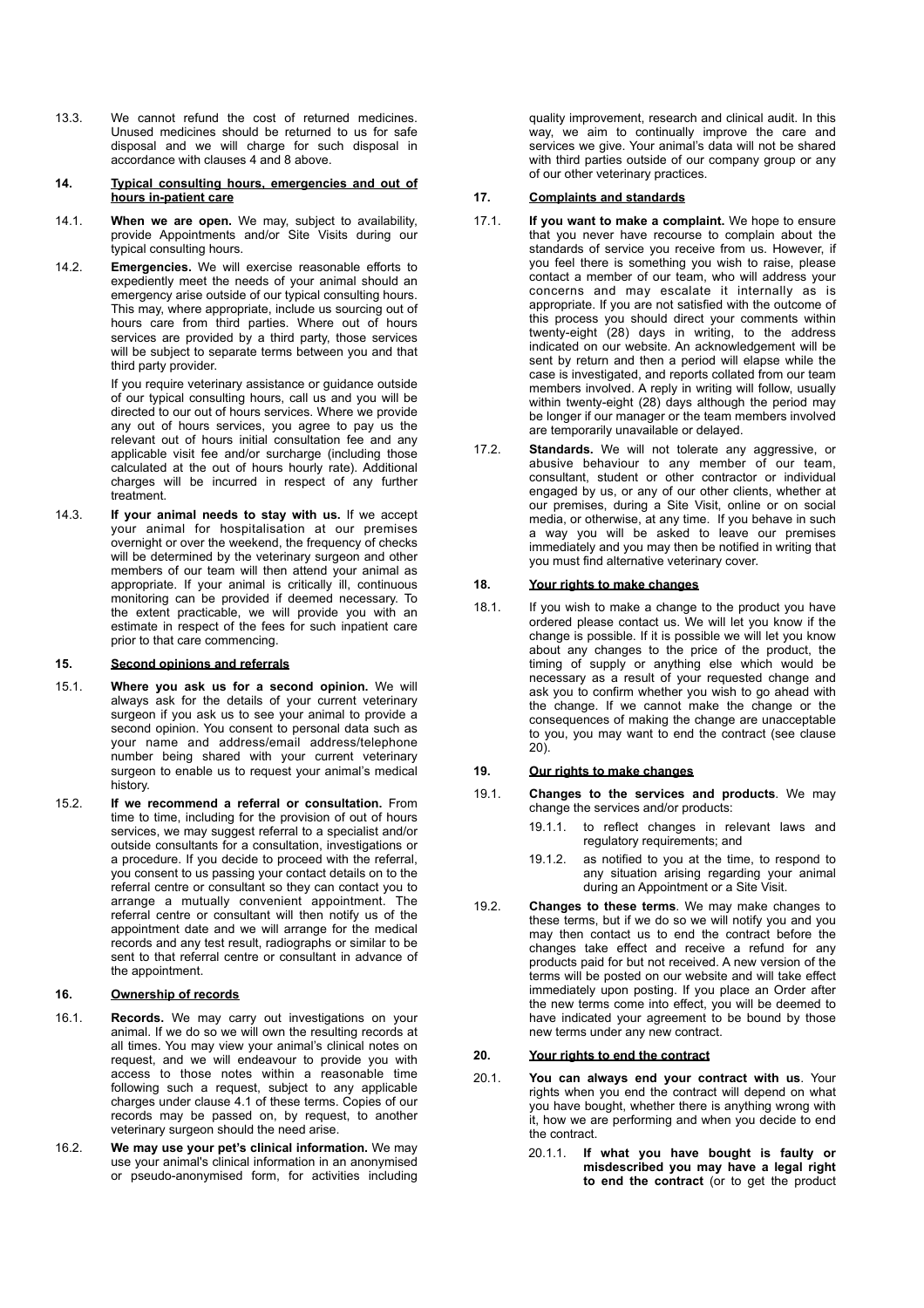13.3. We cannot refund the cost of returned medicines. Unused medicines should be returned to us for safe disposal and we will charge for such disposal in accordance with clauses 4 and 8 above.

## 14. Typical consulting hours, emergencies and out of hours in-patient care

14.1. **When we are open.** We may, subject to availability, provide Appointments and/or Site Visits during our typical consulting hours.

14.2. **Emergencies.** We will exercise reasonable efforts to expediently meet the needs of your animal should an emergency arise outside of our typical consulting hours. This may, where appropriate, include us sourcing out of hours care from third parties. Where out of hours services are provided by a third party, those services will be subject to separate terms between you and that third party provider.

If you require veterinary assistance or guidance outside of our typical consulting hours, call us and you will be directed to our out of hours services. Where we provide any out of hours services, you agree to pay us the relevant out of hours initial consultation fee and any applicable visit fee and/or surcharge (including those calculated at the out of hours hourly rate). Additional charges will be incurred in respect of any further treatment.

14.3. **If your animal needs to stay with us.** If we accept your animal for hospitalisation at our premises overnight or over the weekend, the frequency of checks will be determined by the veterinary surgeon and other members of our team will then attend your animal as appropriate. If your animal is critically ill, continuous monitoring can be provided if deemed necessary. To the extent practicable, we will provide you with an estimate in respect of the fees for such inpatient care prior to that care commencing.

## 15. Second opinions and referrals

15.1. **Where you ask us for a second opinion.** We will always ask for the details of your current veterinary surgeon if you ask us to see your animal to provide a second opinion. You consent to personal data such as your name and address/email address/telephone number being shared with your current veterinary surgeon to enable us to request your animal's medical history.

15.2. **If we recommend a referral or consultation.** From time to time, including for the provision of out of hours services, we may suggest referral to a specialist and/or outside consultants for a consultation, investigations or a procedure. If you decide to proceed with the referral, you consent to us passing your contact details on to the referral centre or consultant so they can contact you to arrange a mutually convenient appointment. The referral centre or consultant will then notify us of the appointment date and we will arrange for the medical records and any test result, radiographs or similar to be sent to that referral centre or consultant in advance of the appointment.

## 16. Ownership of records

16.1. **Records.** We may carry out investigations on your animal. If we do so we will own the resulting records at all times. You may view your animal's clinical notes on request, and we will endeavour to provide you with access to those notes within a reasonable time following such a request, subject to any applicable charges under clause 4.1 of these terms. Copies of our records may be passed on, by request, to another veterinary surgeon should the need arise.

16.2. **We may use your pet's clinical information.** We may use your animal's clinical information in an anonymised or pseudo-anonymised form, for activities including quality improvement, research and clinical audit. In this way, we aim to continually improve the care and services we give. Your animal's data will not be shared with third parties outside of our company group or any of our other veterinary practices.

## 17. Complaints and standards

17.1. **If you want to make a complaint.** We hope to ensure that you never have recourse to complain about the standards of service you receive from us. However, if you feel there is something you wish to raise, please contact a member of our team, who will address your concerns and may escalate it internally as is appropriate. If you are not satisfied with the outcome of this process you should direct your comments within twenty-eight (28) days in writing, to the address indicated on our website. An acknowledgement will be sent by return and then a period will elapse while the case is investigated, and reports collated from our team members involved. A reply in writing will follow, usually within twenty-eight (28) days although the period may be longer if our manager or the team members involved are temporarily unavailable or delayed.

17.2. **Standards.** We will not tolerate any aggressive, or abusive behaviour to any member of our team, consultant, student or other contractor or individual engaged by us, or any of our other clients, whether at our premises, during a Site Visit, online or on social media, or otherwise, at any time. If you behave in such a way you will be asked to leave our premises immediately and you may then be notified in writing that you must find alternative veterinary cover.

## 18. Your rights to make changes

18.1. If you wish to make a change to the product you have ordered please contact us. We will let you know if the change is possible. If it is possible we will let you know about any changes to the price of the product, the timing of supply or anything else which would be necessary as a result of your requested change and ask you to confirm whether you wish to go ahead with the change. If we cannot make the change or the consequences of making the change are unacceptable to you, you may want to end the contract (see clause 20).

## 19. Our rights to make changes

19.1. **Changes to the services and products**. We may change the services and/or products:

19.1.1. to reflect changes in relevant laws and regulatory requirements; and

19.1.2. as notified to you at the time, to respond to any situation arising regarding your animal during an Appointment or a Site Visit.

19.2. **Changes to these terms**. We may make changes to these terms, but if we do so we will notify you and you may then contact us to end the contract before the changes take effect and receive a refund for any products paid for but not received. A new version of the terms will be posted on our website and will take effect immediately upon posting. If you place an Order after the new terms come into effect, you will be deemed to have indicated your agreement to be bound by those new terms under any new contract.

## 20. Your rights to end the contract

20.1. **You can always end your contract with us**. Your rights when you end the contract will depend on what you have bought, whether there is anything wrong with it, how we are performing and when you decide to end the contract.

20.1.1. **If what you have bought is faulty or misdescribed you may have a legal right to end the contract** (or to get the product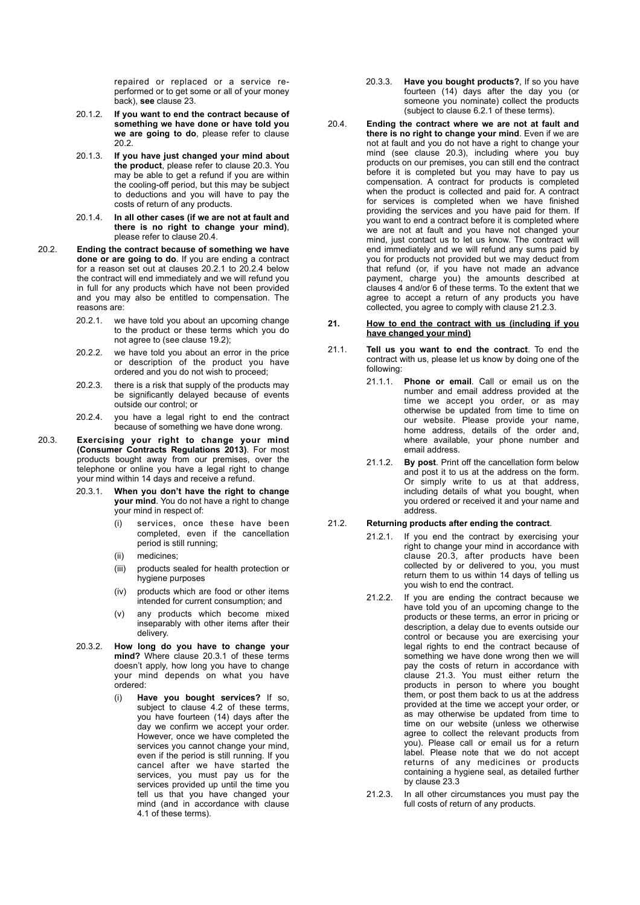repaired or replaced or a service re-performed or to get some or all of your money back), **see** clause 23.

20.1.2. **If you want to end the contract because of something we have done or have told you we are going to do**, please refer to clause 20.2.

20.1.3. **If you have just changed your mind about the product**, please refer to clause 20.3. You may be able to get a refund if you are within the cooling-off period, but this may be subject to deductions and you will have to pay the costs of return of any products.

20.1.4. **In all other cases (if we are not at fault and there is no right to change your mind)**, please refer to clause 20.4.

20.2. **Ending the contract because of something we have done or are going to do**. If you are ending a contract for a reason set out at clauses 20.2.1 to 20.2.4 below the contract will end immediately and we will refund you in full for any products which have not been provided and you may also be entitled to compensation. The reasons are:

20.2.1. we have told you about an upcoming change to the product or these terms which you do not agree to (see clause 19.2);

20.2.2. we have told you about an error in the price or description of the product you have ordered and you do not wish to proceed;

20.2.3. there is a risk that supply of the products may be significantly delayed because of events outside our control; or

20.2.4. you have a legal right to end the contract because of something we have done wrong.

20.3. **Exercising your right to change your mind (Consumer Contracts Regulations 2013)**. For most products bought away from our premises, over the telephone or online you have a legal right to change your mind within 14 days and receive a refund.

20.3.1. **When you don't have the right to change your mind**. You do not have a right to change your mind in respect of:

(i) services, once these have been completed, even if the cancellation period is still running;

(ii) medicines;

(iii) products sealed for health protection or hygiene purposes

(iv) products which are food or other items intended for current consumption; and

(v) any products which become mixed inseparably with other items after their delivery.

20.3.2. **How long do you have to change your mind?** Where clause 20.3.1 of these terms doesn't apply, how long you have to change your mind depends on what you have ordered:

(i) **Have you bought services?** If so, subject to clause 4.2 of these terms, you have fourteen (14) days after the day we confirm we accept your order. However, once we have completed the services you cannot change your mind, even if the period is still running. If you cancel after we have started the services, you must pay us for the services provided up until the time you tell us that you have changed your mind (and in accordance with clause 4.1 of these terms).

20.3.3. **Have you bought products?**, If so you have fourteen (14) days after the day you (or someone you nominate) collect the products (subject to clause 6.2.1 of these terms).

20.4. **Ending the contract where we are not at fault and there is no right to change your mind**. Even if we are not at fault and you do not have a right to change your mind (see clause 20.3), including where you buy products on our premises, you can still end the contract before it is completed but you may have to pay us compensation. A contract for products is completed when the product is collected and paid for. A contract for services is completed when we have finished providing the services and you have paid for them. If you want to end a contract before it is completed where we are not at fault and you have not changed your mind, just contact us to let us know. The contract will end immediately and we will refund any sums paid by you for products not provided but we may deduct from that refund (or, if you have not made an advance payment, charge you) the amounts described at clauses 4 and/or 6 of these terms. To the extent that we agree to accept a return of any products you have collected, you agree to comply with clause 21.2.3.

## 21. How to end the contract with us (including if you have changed your mind)

21.1. **Tell us you want to end the contract**. To end the contract with us, please let us know by doing one of the following:

21.1.1. **Phone or email**. Call or email us on the number and email address provided at the time we accept you order, or as may otherwise be updated from time to time on our website. Please provide your name, home address, details of the order and, where available, your phone number and email address.

21.1.2. **By post**. Print off the cancellation form below and post it to us at the address on the form. Or simply write to us at that address, including details of what you bought, when you ordered or received it and your name and address.

21.2. **Returning products after ending the contract**.

21.2.1. If you end the contract by exercising your right to change your mind in accordance with clause 20.3, after products have been collected by or delivered to you, you must return them to us within 14 days of telling us you wish to end the contract.

21.2.2. If you are ending the contract because we have told you of an upcoming change to the products or these terms, an error in pricing or description, a delay due to events outside our control or because you are exercising your legal rights to end the contract because of something we have done wrong then we will pay the costs of return in accordance with clause 21.3. You must either return the products in person to where you bought them, or post them back to us at the address provided at the time we accept your order, or as may otherwise be updated from time to time on our website (unless we otherwise agree to collect the relevant products from you). Please call or email us for a return label. Please note that we do not accept returns of any medicines or products containing a hygiene seal, as detailed further by clause 23.3

21.2.3. In all other circumstances you must pay the full costs of return of any products.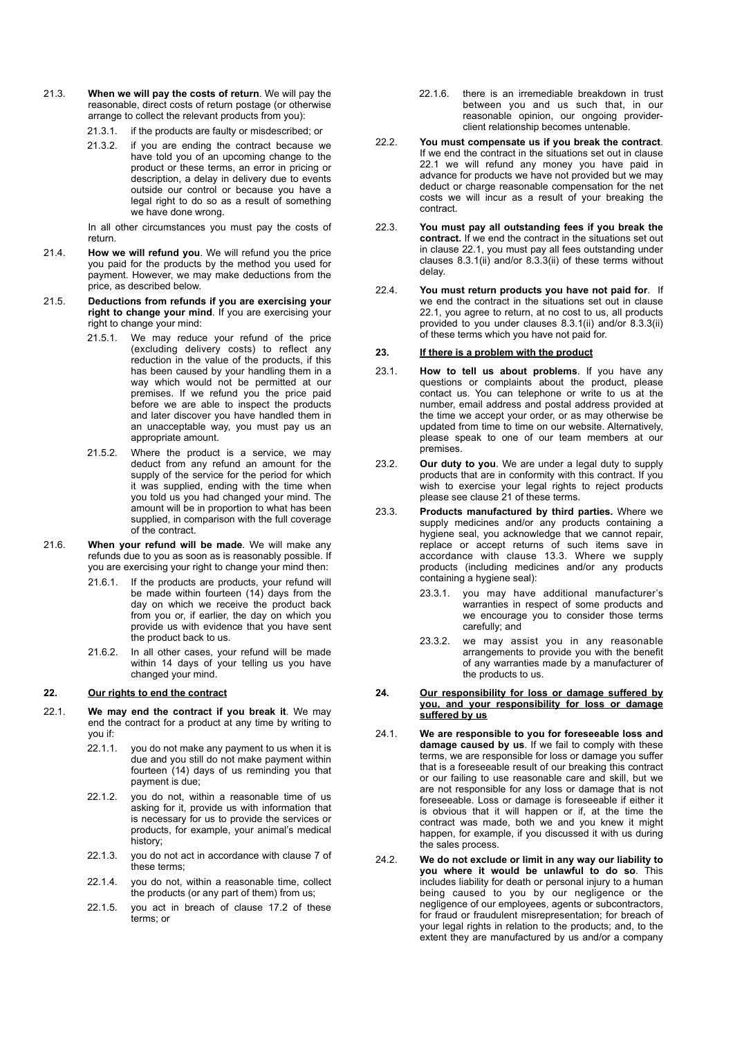21.3. **When we will pay the costs of return**. We will pay the reasonable, direct costs of return postage (or otherwise arrange to collect the relevant products from you):

21.3.1. if the products are faulty or misdescribed; or

21.3.2. if you are ending the contract because we have told you of an upcoming change to the product or these terms, an error in pricing or description, a delay in delivery due to events outside our control or because you have a legal right to do so as a result of something we have done wrong.

In all other circumstances you must pay the costs of return.

21.4. **How we will refund you**. We will refund you the price you paid for the products by the method you used for payment. However, we may make deductions from the price, as described below.

21.5. **Deductions from refunds if you are exercising your right to change your mind**. If you are exercising your right to change your mind:

21.5.1. We may reduce your refund of the price (excluding delivery costs) to reflect any reduction in the value of the products, if this has been caused by your handling them in a way which would not be permitted at our premises. If we refund you the price paid before we are able to inspect the products and later discover you have handled them in an unacceptable way, you must pay us an appropriate amount.

21.5.2. Where the product is a service, we may deduct from any refund an amount for the supply of the service for the period for which it was supplied, ending with the time when you told us you had changed your mind. The amount will be in proportion to what has been supplied, in comparison with the full coverage of the contract.

21.6. **When your refund will be made**. We will make any refunds due to you as soon as is reasonably possible. If you are exercising your right to change your mind then:

21.6.1. If the products are products, your refund will be made within fourteen (14) days from the day on which we receive the product back from you or, if earlier, the day on which you provide us with evidence that you have sent the product back to us.

21.6.2. In all other cases, your refund will be made within 14 days of your telling us you have changed your mind.

## 22. Our rights to end the contract

22.1. **We may end the contract if you break it**. We may end the contract for a product at any time by writing to you if:

22.1.1. you do not make any payment to us when it is due and you still do not make payment within fourteen (14) days of us reminding you that payment is due;

22.1.2. you do not, within a reasonable time of us asking for it, provide us with information that is necessary for us to provide the services or products, for example, your animal's medical history;

22.1.3. you do not act in accordance with clause 7 of these terms;

22.1.4. you do not, within a reasonable time, collect the products (or any part of them) from us;

22.1.5. you act in breach of clause 17.2 of these terms; or

22.1.6. there is an irremediable breakdown in trust between you and us such that, in our reasonable opinion, our ongoing provider-client relationship becomes untenable.

22.2. **You must compensate us if you break the contract**. If we end the contract in the situations set out in clause 22.1 we will refund any money you have paid in advance for products we have not provided but we may deduct or charge reasonable compensation for the net costs we will incur as a result of your breaking the contract.

22.3. **You must pay all outstanding fees if you break the contract.** If we end the contract in the situations set out in clause 22.1, you must pay all fees outstanding under clauses 8.3.1(ii) and/or 8.3.3(ii) of these terms without delay.

22.4. **You must return products you have not paid for**. If we end the contract in the situations set out in clause 22.1, you agree to return, at no cost to us, all products provided to you under clauses 8.3.1(ii) and/or 8.3.3(ii) of these terms which you have not paid for.

## 23. If there is a problem with the product

23.1. **How to tell us about problems**. If you have any questions or complaints about the product, please contact us. You can telephone or write to us at the number, email address and postal address provided at the time we accept your order, or as may otherwise be updated from time to time on our website. Alternatively, please speak to one of our team members at our premises.

23.2. **Our duty to you**. We are under a legal duty to supply products that are in conformity with this contract. If you wish to exercise your legal rights to reject products please see clause 21 of these terms.

23.3. **Products manufactured by third parties.** Where we supply medicines and/or any products containing a hygiene seal, you acknowledge that we cannot repair, replace or accept returns of such items save in accordance with clause 13.3. Where we supply products (including medicines and/or any products containing a hygiene seal):

23.3.1. you may have additional manufacturer's warranties in respect of some products and we encourage you to consider those terms carefully; and

23.3.2. we may assist you in any reasonable arrangements to provide you with the benefit of any warranties made by a manufacturer of the products to us.

## 24. Our responsibility for loss or damage suffered by you, and your responsibility for loss or damage suffered by us

24.1. **We are responsible to you for foreseeable loss and damage caused by us**. If we fail to comply with these terms, we are responsible for loss or damage you suffer that is a foreseeable result of our breaking this contract or our failing to use reasonable care and skill, but we are not responsible for any loss or damage that is not foreseeable. Loss or damage is foreseeable if either it is obvious that it will happen or if, at the time the contract was made, both we and you knew it might happen, for example, if you discussed it with us during the sales process.

24.2. **We do not exclude or limit in any way our liability to you where it would be unlawful to do so**. This includes liability for death or personal injury to a human being caused to you by our negligence or the negligence of our employees, agents or subcontractors, for fraud or fraudulent misrepresentation; for breach of your legal rights in relation to the products; and, to the extent they are manufactured by us and/or a company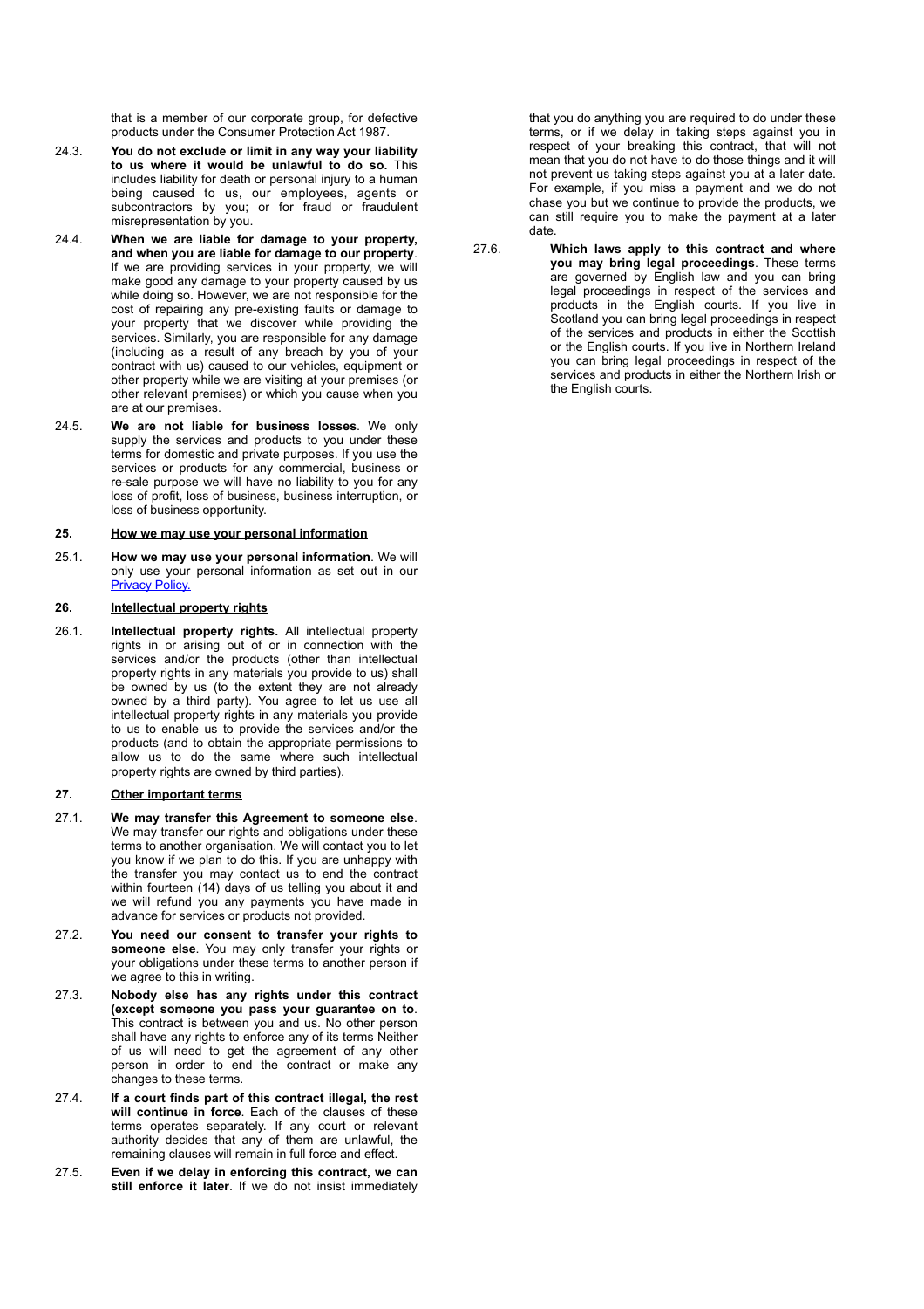that is a member of our corporate group, for defective products under the Consumer Protection Act 1987.

24.3. **You do not exclude or limit in any way your liability to us where it would be unlawful to do so.** This includes liability for death or personal injury to a human being caused to us, our employees, agents or subcontractors by you; or for fraud or fraudulent misrepresentation by you.

24.4. **When we are liable for damage to your property, and when you are liable for damage to our property**. If we are providing services in your property, we will make good any damage to your property caused by us while doing so. However, we are not responsible for the cost of repairing any pre-existing faults or damage to your property that we discover while providing the services. Similarly, you are responsible for any damage (including as a result of any breach by you of your contract with us) caused to our vehicles, equipment or other property while we are visiting at your premises (or other relevant premises) or which you cause when you are at our premises.

24.5. **We are not liable for business losses**. We only supply the services and products to you under these terms for domestic and private purposes. If you use the services or products for any commercial, business or re-sale purpose we will have no liability to you for any loss of profit, loss of business, business interruption, or loss of business opportunity.

## 25. How we may use your personal information

25.1. **How we may use your personal information**. We will only use your personal information as set out in our Privacy Policy.

## 26. Intellectual property rights

26.1. **Intellectual property rights.** All intellectual property rights in or arising out of or in connection with the services and/or the products (other than intellectual property rights in any materials you provide to us) shall be owned by us (to the extent they are not already owned by a third party). You agree to let us use all intellectual property rights in any materials you provide to us to enable us to provide the services and/or the products (and to obtain the appropriate permissions to allow us to do the same where such intellectual property rights are owned by third parties).

## 27. Other important terms

27.1. **We may transfer this Agreement to someone else**. We may transfer our rights and obligations under these terms to another organisation. We will contact you to let you know if we plan to do this. If you are unhappy with the transfer you may contact us to end the contract within fourteen (14) days of us telling you about it and we will refund you any payments you have made in advance for services or products not provided.

27.2. **You need our consent to transfer your rights to someone else**. You may only transfer your rights or your obligations under these terms to another person if we agree to this in writing.

27.3. **Nobody else has any rights under this contract (except someone you pass your guarantee on to**. This contract is between you and us. No other person shall have any rights to enforce any of its terms Neither of us will need to get the agreement of any other person in order to end the contract or make any changes to these terms.

27.4. **If a court finds part of this contract illegal, the rest will continue in force**. Each of the clauses of these terms operates separately. If any court or relevant authority decides that any of them are unlawful, the remaining clauses will remain in full force and effect.

27.5. **Even if we delay in enforcing this contract, we can still enforce it later**. If we do not insist immediately that you do anything you are required to do under these terms, or if we delay in taking steps against you in respect of your breaking this contract, that will not mean that you do not have to do those things and it will not prevent us taking steps against you at a later date. For example, if you miss a payment and we do not chase you but we continue to provide the products, we can still require you to make the payment at a later date.

27.6. **Which laws apply to this contract and where you may bring legal proceedings**. These terms are governed by English law and you can bring legal proceedings in respect of the services and products in the English courts. If you live in Scotland you can bring legal proceedings in respect of the services and products in either the Scottish or the English courts. If you live in Northern Ireland you can bring legal proceedings in respect of the services and products in either the Northern Irish or the English courts.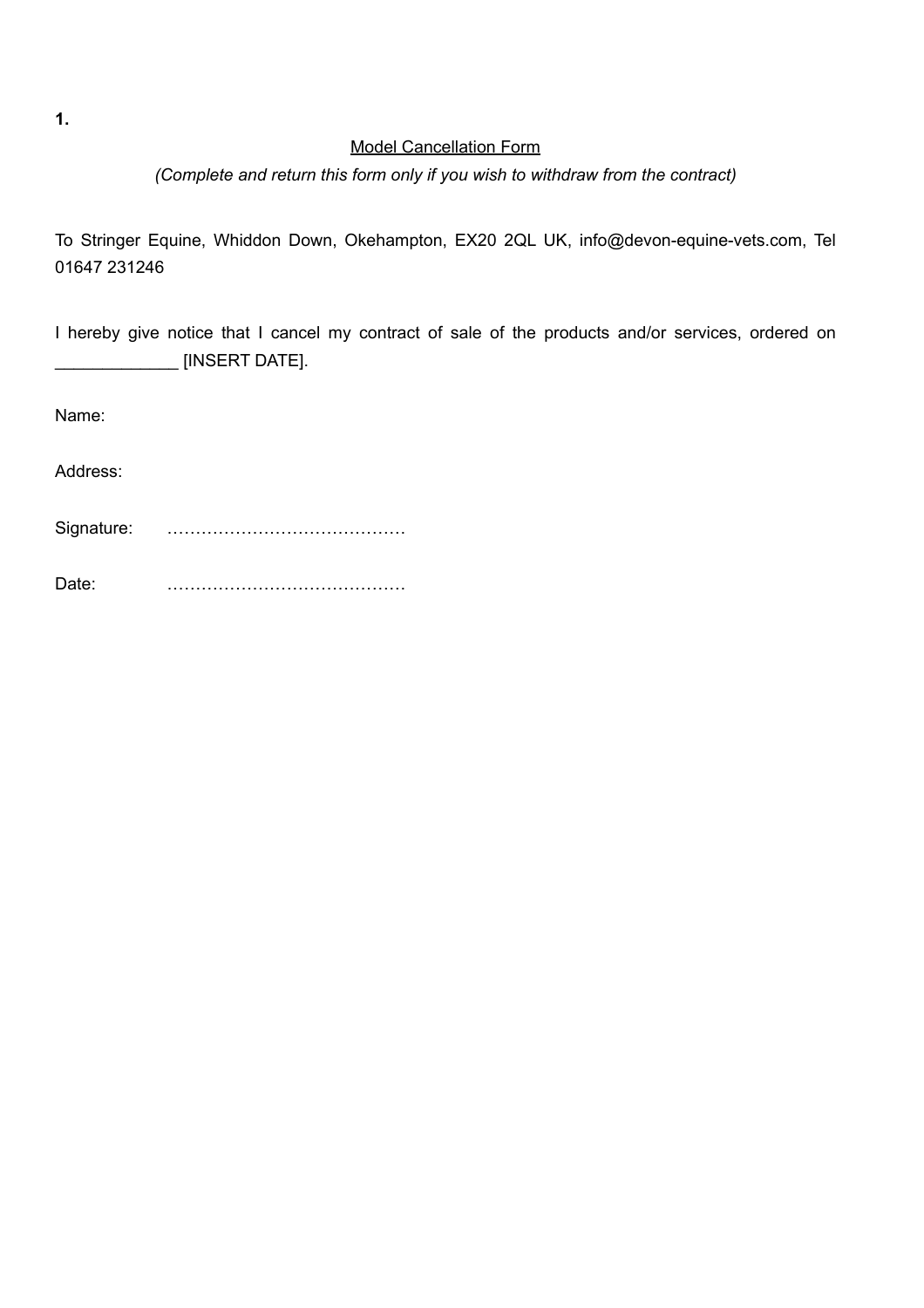**1.**

<u>Model Cancellation Form</u>

*(Complete and return this form only if you wish to withdraw from the contract)*

To Stringer Equine, Whiddon Down, Okehampton, EX20 2QL UK, info@devon-equine-vets.com, Tel 01647 231246

I hereby give notice that I cancel my contract of sale of the products and/or services, ordered on _____________ [INSERT DATE].

Name:

Address:

Signature: ……………………………………

Date: ……………………………………